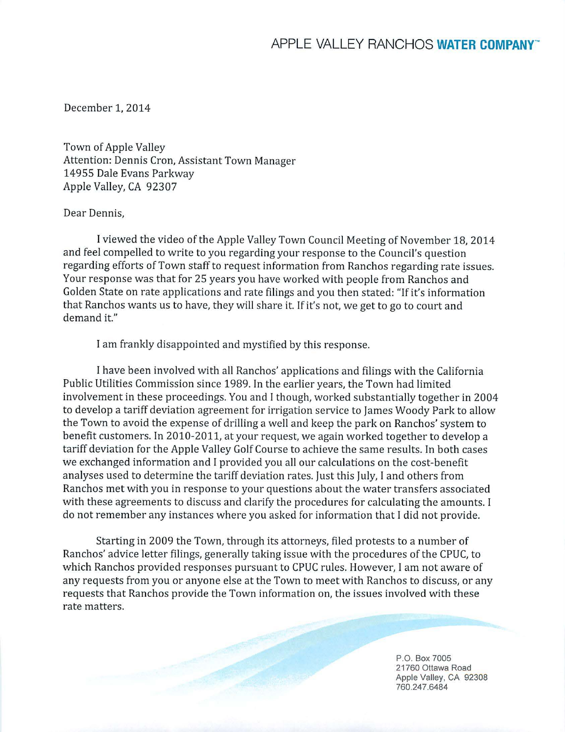APPLE VALLEY RANCHOS **WATER COMPANY**™

December 1, 2014

Town of Apple Valley
Attention: Dennis Cron, Assistant Town Manager
14955 Dale Evans Parkway
Apple Valley, CA 92307

Dear Dennis,

I viewed the video of the Apple Valley Town Council Meeting of November 18, 2014 and feel compelled to write to you regarding your response to the Council's question regarding efforts of Town staff to request information from Ranchos regarding rate issues. Your response was that for 25 years you have worked with people from Ranchos and Golden State on rate applications and rate filings and you then stated: "If it's information that Ranchos wants us to have, they will share it. If it's not, we get to go to court and demand it."

I am frankly disappointed and mystified by this response.

I have been involved with all Ranchos' applications and filings with the California Public Utilities Commission since 1989. In the earlier years, the Town had limited involvement in these proceedings. You and I though, worked substantially together in 2004 to develop a tariff deviation agreement for irrigation service to James Woody Park to allow the Town to avoid the expense of drilling a well and keep the park on Ranchos' system to benefit customers. In 2010-2011, at your request, we again worked together to develop a tariff deviation for the Apple Valley Golf Course to achieve the same results. In both cases we exchanged information and I provided you all our calculations on the cost-benefit analyses used to determine the tariff deviation rates. Just this July, I and others from Ranchos met with you in response to your questions about the water transfers associated with these agreements to discuss and clarify the procedures for calculating the amounts. I do not remember any instances where you asked for information that I did not provide.

Starting in 2009 the Town, through its attorneys, filed protests to a number of Ranchos' advice letter filings, generally taking issue with the procedures of the CPUC, to which Ranchos provided responses pursuant to CPUC rules. However, I am not aware of any requests from you or anyone else at the Town to meet with Ranchos to discuss, or any requests that Ranchos provide the Town information on, the issues involved with these rate matters.

P.O. Box 7005
21760 Ottawa Road
Apple Valley, CA 92308
760.247.6484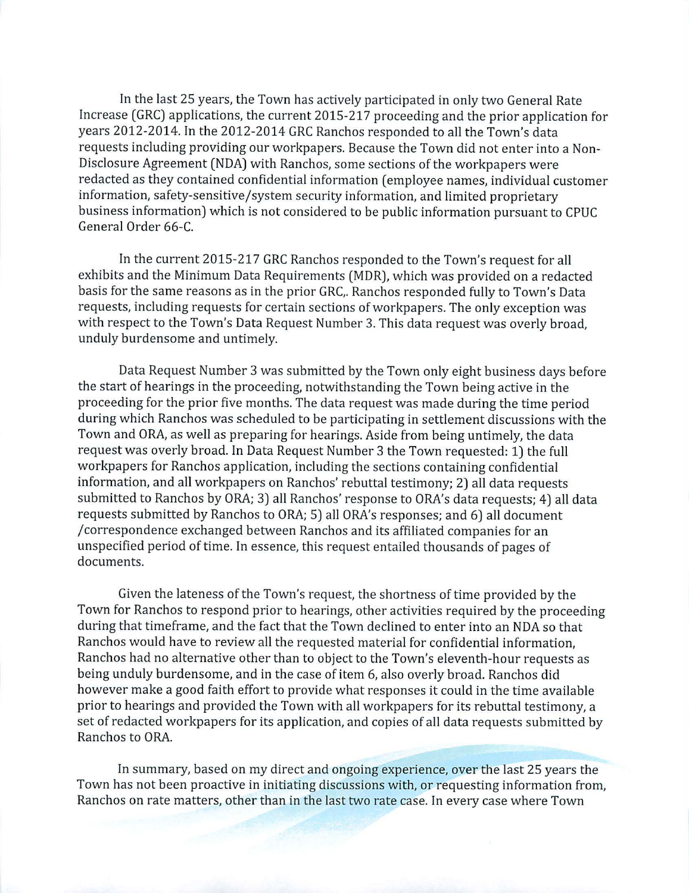In the last 25 years, the Town has actively participated in only two General Rate Increase (GRC) applications, the current 2015-217 proceeding and the prior application for years 2012-2014. In the 2012-2014 GRC Ranchos responded to all the Town's data requests including providing our workpapers. Because the Town did not enter into a Non-Disclosure Agreement (NDA) with Ranchos, some sections of the workpapers were redacted as they contained confidential information (employee names, individual customer information, safety-sensitive/system security information, and limited proprietary business information) which is not considered to be public information pursuant to CPUC General Order 66-C.

In the current 2015-217 GRC Ranchos responded to the Town's request for all exhibits and the Minimum Data Requirements (MDR), which was provided on a redacted basis for the same reasons as in the prior GRC,. Ranchos responded fully to Town's Data requests, including requests for certain sections of workpapers. The only exception was with respect to the Town's Data Request Number 3. This data request was overly broad, unduly burdensome and untimely.

Data Request Number 3 was submitted by the Town only eight business days before the start of hearings in the proceeding, notwithstanding the Town being active in the proceeding for the prior five months. The data request was made during the time period during which Ranchos was scheduled to be participating in settlement discussions with the Town and ORA, as well as preparing for hearings. Aside from being untimely, the data request was overly broad. In Data Request Number 3 the Town requested: 1) the full workpapers for Ranchos application, including the sections containing confidential information, and all workpapers on Ranchos' rebuttal testimony; 2) all data requests submitted to Ranchos by ORA; 3) all Ranchos' response to ORA's data requests; 4) all data requests submitted by Ranchos to ORA; 5) all ORA's responses; and 6) all document /correspondence exchanged between Ranchos and its affiliated companies for an unspecified period of time. In essence, this request entailed thousands of pages of documents.

Given the lateness of the Town's request, the shortness of time provided by the Town for Ranchos to respond prior to hearings, other activities required by the proceeding during that timeframe, and the fact that the Town declined to enter into an NDA so that Ranchos would have to review all the requested material for confidential information, Ranchos had no alternative other than to object to the Town's eleventh-hour requests as being unduly burdensome, and in the case of item 6, also overly broad. Ranchos did however make a good faith effort to provide what responses it could in the time available prior to hearings and provided the Town with all workpapers for its rebuttal testimony, a set of redacted workpapers for its application, and copies of all data requests submitted by Ranchos to ORA.

In summary, based on my direct and ongoing experience, over the last 25 years the Town has not been proactive in initiating discussions with, or requesting information from, Ranchos on rate matters, other than in the last two rate case. In every case where Town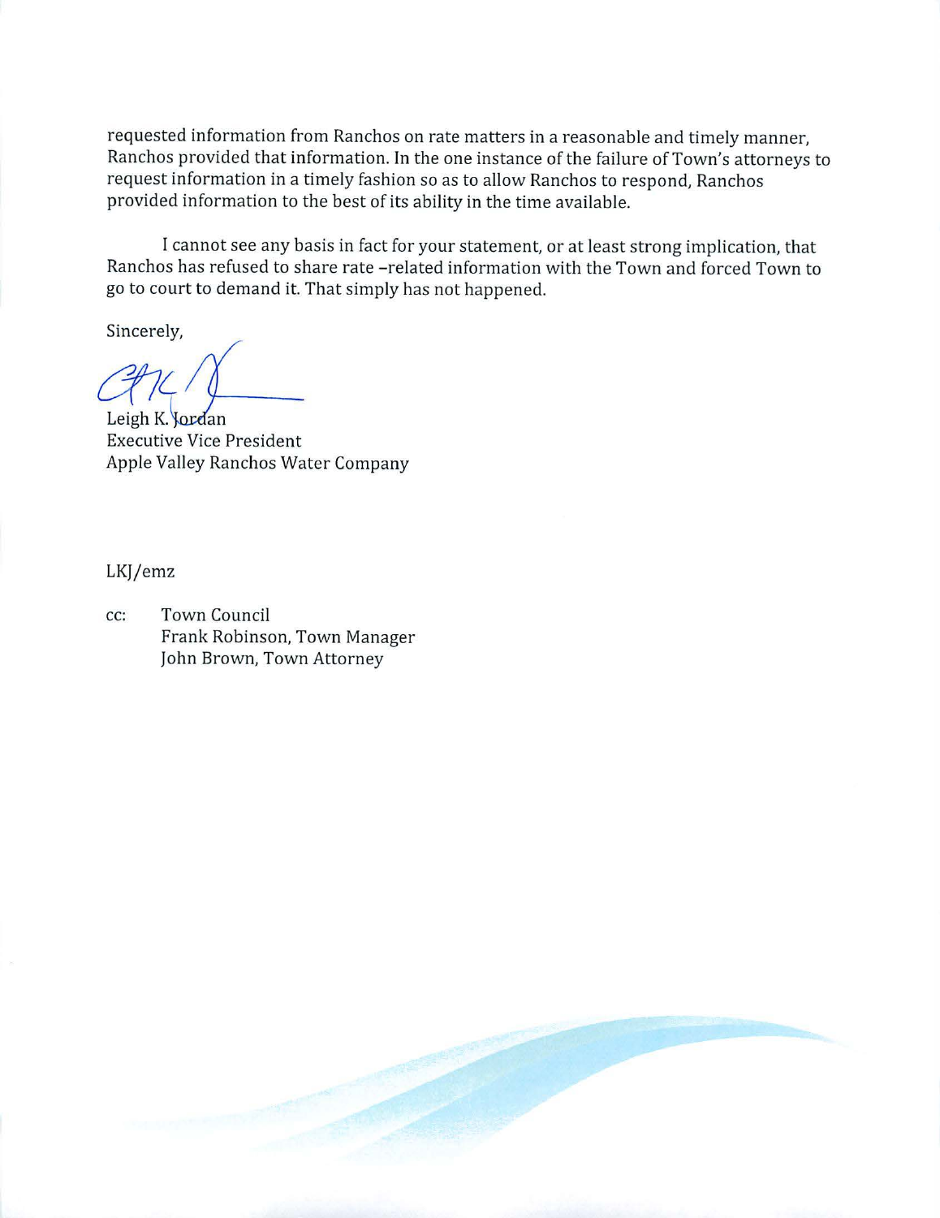requested information from Ranchos on rate matters in a reasonable and timely manner, Ranchos provided that information. In the one instance of the failure of Town's attorneys to request information in a timely fashion so as to allow Ranchos to respond, Ranchos provided information to the best of its ability in the time available.

I cannot see any basis in fact for your statement, or at least strong implication, that Ranchos has refused to share rate -related information with the Town and forced Town to go to court to demand it. That simply has not happened.

Sincerely,

Leigh K. Jordan
Executive Vice President
Apple Valley Ranchos Water Company

LKJ/emz

cc: Town Council
Frank Robinson, Town Manager
John Brown, Town Attorney